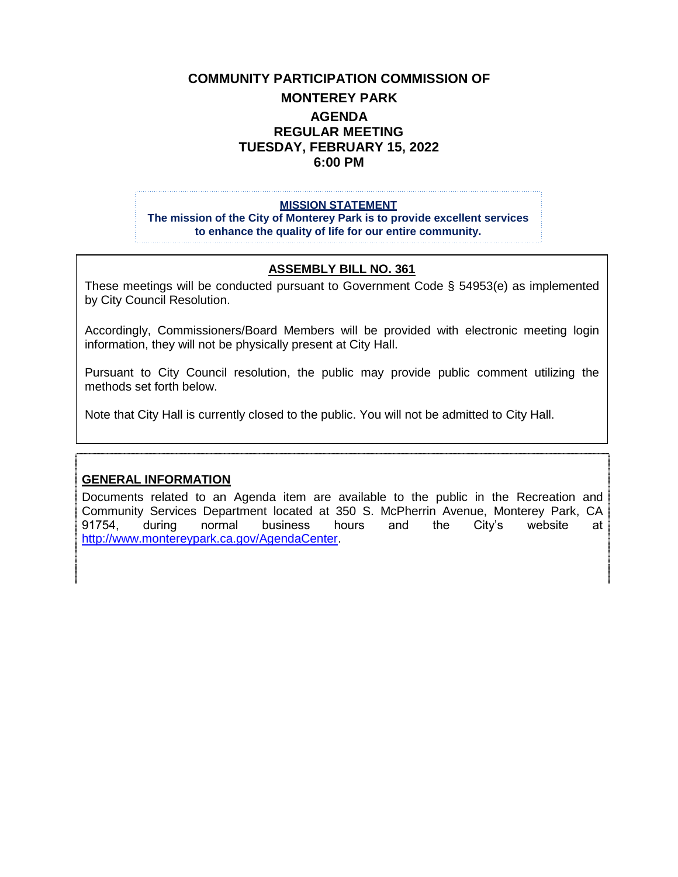# COMMUNITY PARTICIPATION COMMISSION OF MONTEREY PARK

## AGENDA
## REGULAR MEETING
## TUESDAY, FEBRUARY 15, 2022
## 6:00 PM

**MISSION STATEMENT**

**The mission of the City of Monterey Park is to provide excellent services to enhance the quality of life for our entire community.**

### ASSEMBLY BILL NO. 361

These meetings will be conducted pursuant to Government Code § 54953(e) as implemented by City Council Resolution.

Accordingly, Commissioners/Board Members will be provided with electronic meeting login information, they will not be physically present at City Hall.

Pursuant to City Council resolution, the public may provide public comment utilizing the methods set forth below.

Note that City Hall is currently closed to the public. You will not be admitted to City Hall.

### GENERAL INFORMATION

Documents related to an Agenda item are available to the public in the Recreation and Community Services Department located at 350 S. McPherrin Avenue, Monterey Park, CA 91754, during normal business hours and the City's website at http://www.montereypark.ca.gov/AgendaCenter.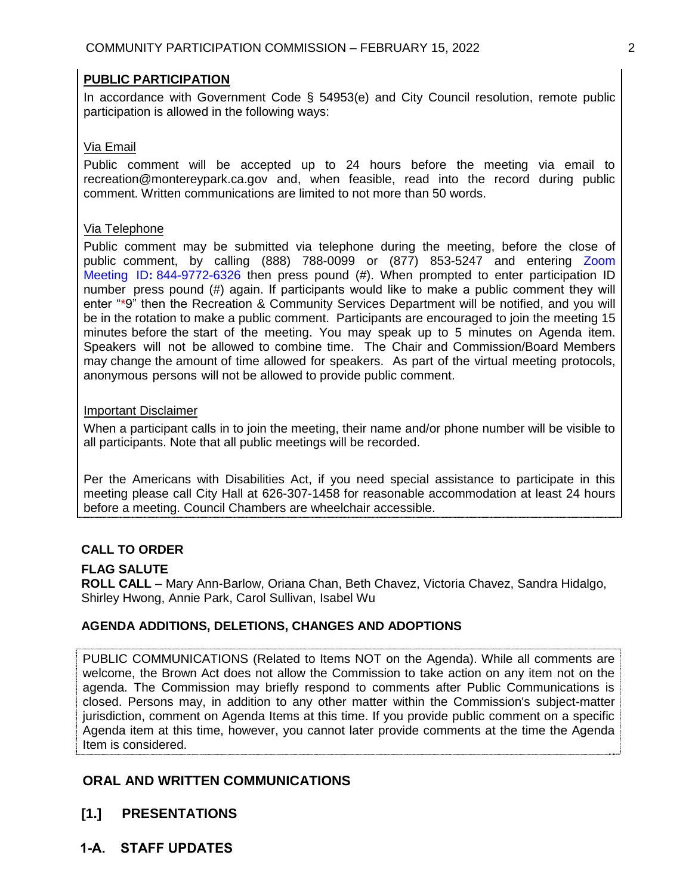**PUBLIC PARTICIPATION**

In accordance with Government Code § 54953(e) and City Council resolution, remote public participation is allowed in the following ways:

Via Email

Public comment will be accepted up to 24 hours before the meeting via email to recreation@montereypark.ca.gov and, when feasible, read into the record during public comment. Written communications are limited to not more than 50 words.

Via Telephone

Public comment may be submitted via telephone during the meeting, before the close of public comment, by calling (888) 788-0099 or (877) 853-5247 and entering Zoom Meeting ID**:** 844-9772-6326 then press pound (#). When prompted to enter participation ID number press pound (#) again. If participants would like to make a public comment they will enter "*9" then the Recreation & Community Services Department will be notified, and you will be in the rotation to make a public comment. Participants are encouraged to join the meeting 15 minutes before the start of the meeting. You may speak up to 5 minutes on Agenda item. Speakers will not be allowed to combine time. The Chair and Commission/Board Members may change the amount of time allowed for speakers. As part of the virtual meeting protocols, anonymous persons will not be allowed to provide public comment.

Important Disclaimer

When a participant calls in to join the meeting, their name and/or phone number will be visible to all participants. Note that all public meetings will be recorded.

Per the Americans with Disabilities Act, if you need special assistance to participate in this meeting please call City Hall at 626-307-1458 for reasonable accommodation at least 24 hours before a meeting. Council Chambers are wheelchair accessible.

**CALL TO ORDER**

**FLAG SALUTE**

**ROLL CALL** – Mary Ann-Barlow, Oriana Chan, Beth Chavez, Victoria Chavez, Sandra Hidalgo, Shirley Hwong, Annie Park, Carol Sullivan, Isabel Wu

**AGENDA ADDITIONS, DELETIONS, CHANGES AND ADOPTIONS**

PUBLIC COMMUNICATIONS (Related to Items NOT on the Agenda). While all comments are welcome, the Brown Act does not allow the Commission to take action on any item not on the agenda. The Commission may briefly respond to comments after Public Communications is closed. Persons may, in addition to any other matter within the Commission's subject-matter jurisdiction, comment on Agenda Items at this time. If you provide public comment on a specific Agenda item at this time, however, you cannot later provide comments at the time the Agenda Item is considered.

## ORAL AND WRITTEN COMMUNICATIONS

## [1.] PRESENTATIONS

## 1-A. STAFF UPDATES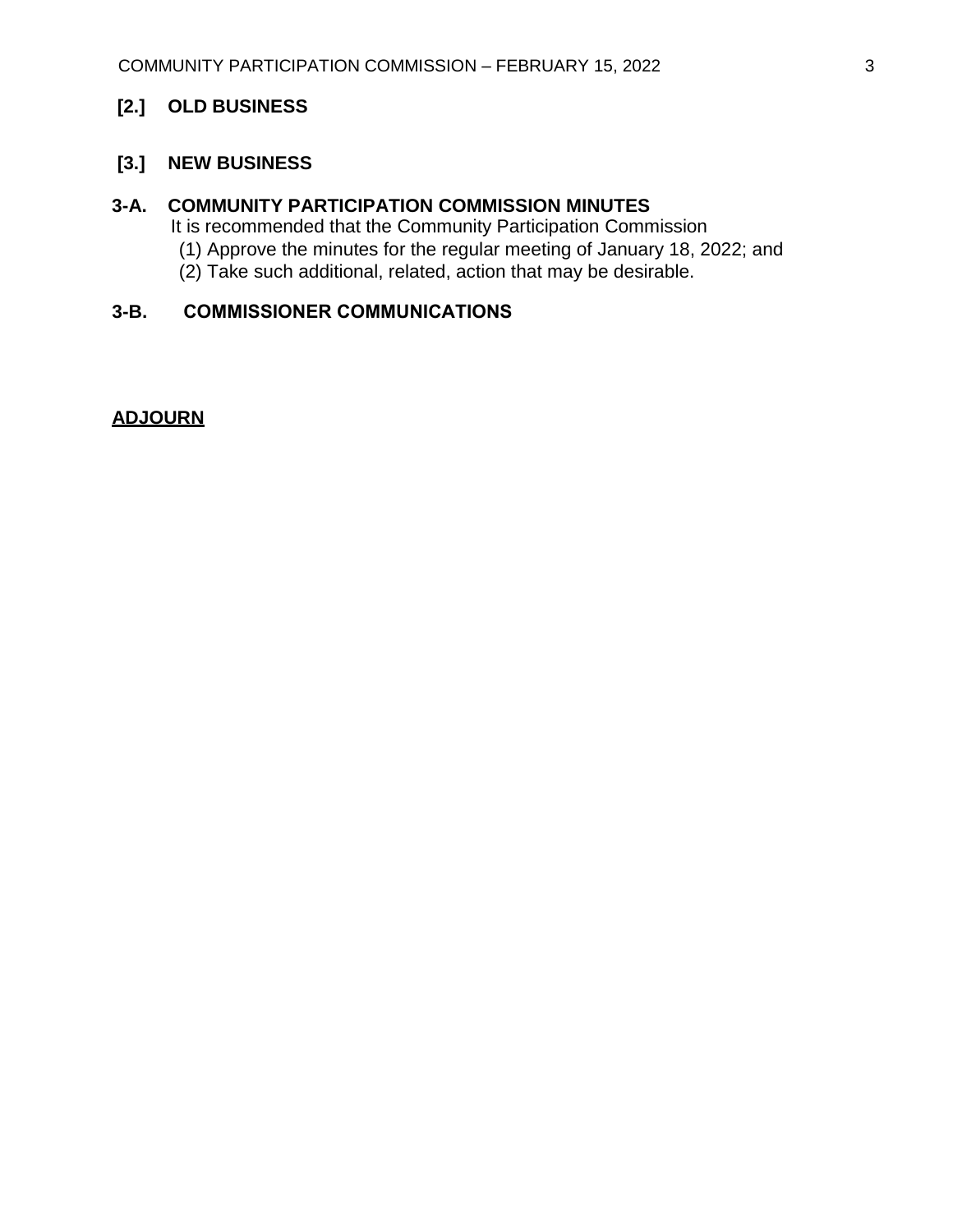## [2.] OLD BUSINESS

## [3.] NEW BUSINESS

### 3-A. COMMUNITY PARTICIPATION COMMISSION MINUTES

It is recommended that the Community Participation Commission

(1) Approve the minutes for the regular meeting of January 18, 2022; and

(2) Take such additional, related, action that may be desirable.

### 3-B. COMMISSIONER COMMUNICATIONS

**ADJOURN**